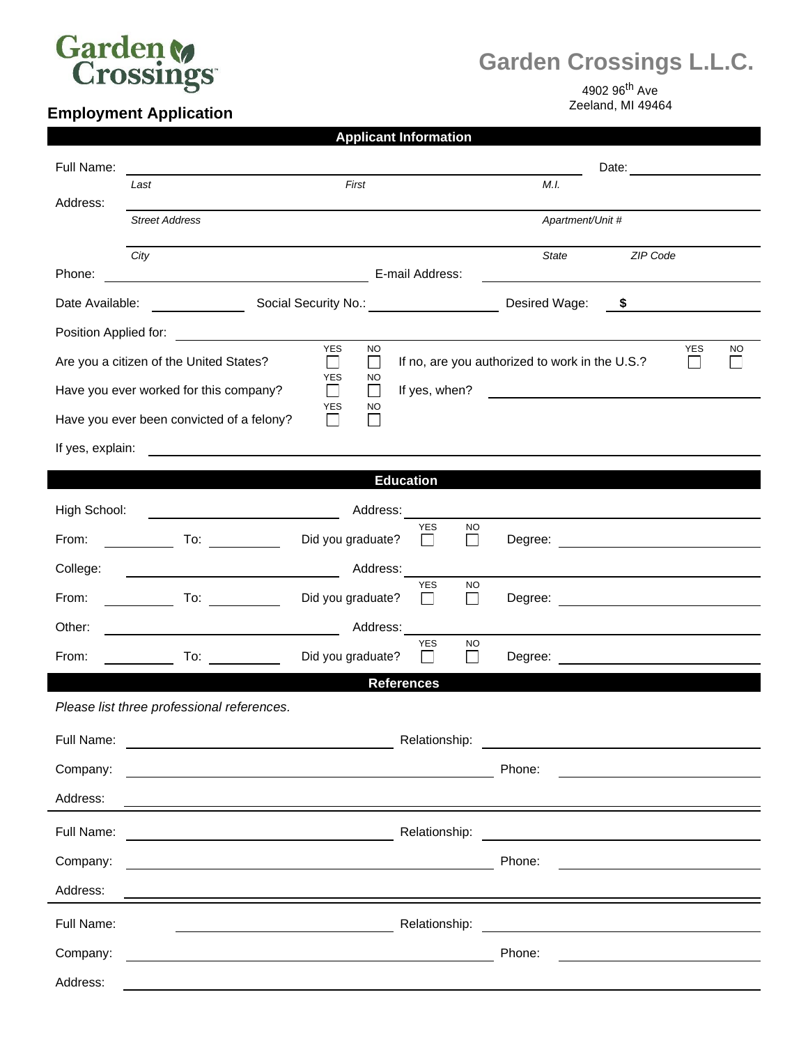Garden Crossings

# Garden Crossings L.L.C.

4902 96th Ave
Zeeland, MI 49464

## Employment Application

### Applicant Information

Full Name: ______________________________ Date: ____________

*Last* *First* *M.I.*

Address: ______________________________

*Street Address* *Apartment/Unit #*

______________________________

*City* *State* *ZIP Code*

Phone: ____________ E-mail Address: ____________

Date Available: ____________ Social Security No.: ____________ Desired Wage: $ ____________

Position Applied for: ____________

Are you a citizen of the United States? YES ☐ NO ☐ If no, are you authorized to work in the U.S.? YES ☐ NO ☐

Have you ever worked for this company? YES ☐ NO ☐ If yes, when? ____________

Have you ever been convicted of a felony? YES ☐ NO ☐

If yes, explain: ____________

### Education

High School: ____________ Address: ____________

From: ________ To: ________ Did you graduate? YES ☐ NO ☐ Degree: ____________

College: ____________ Address: ____________

From: ________ To: ________ Did you graduate? YES ☐ NO ☐ Degree: ____________

Other: ____________ Address: ____________

From: ________ To: ________ Did you graduate? YES ☐ NO ☐ Degree: ____________

### References

*Please list three professional references.*

Full Name: ____________ Relationship: ____________

Company: ____________ Phone: ____________

Address: ____________

---

Full Name: ____________ Relationship: ____________

Company: ____________ Phone: ____________

Address: ____________

---

Full Name: ____________ Relationship: ____________

Company: ____________ Phone: ____________

Address: ____________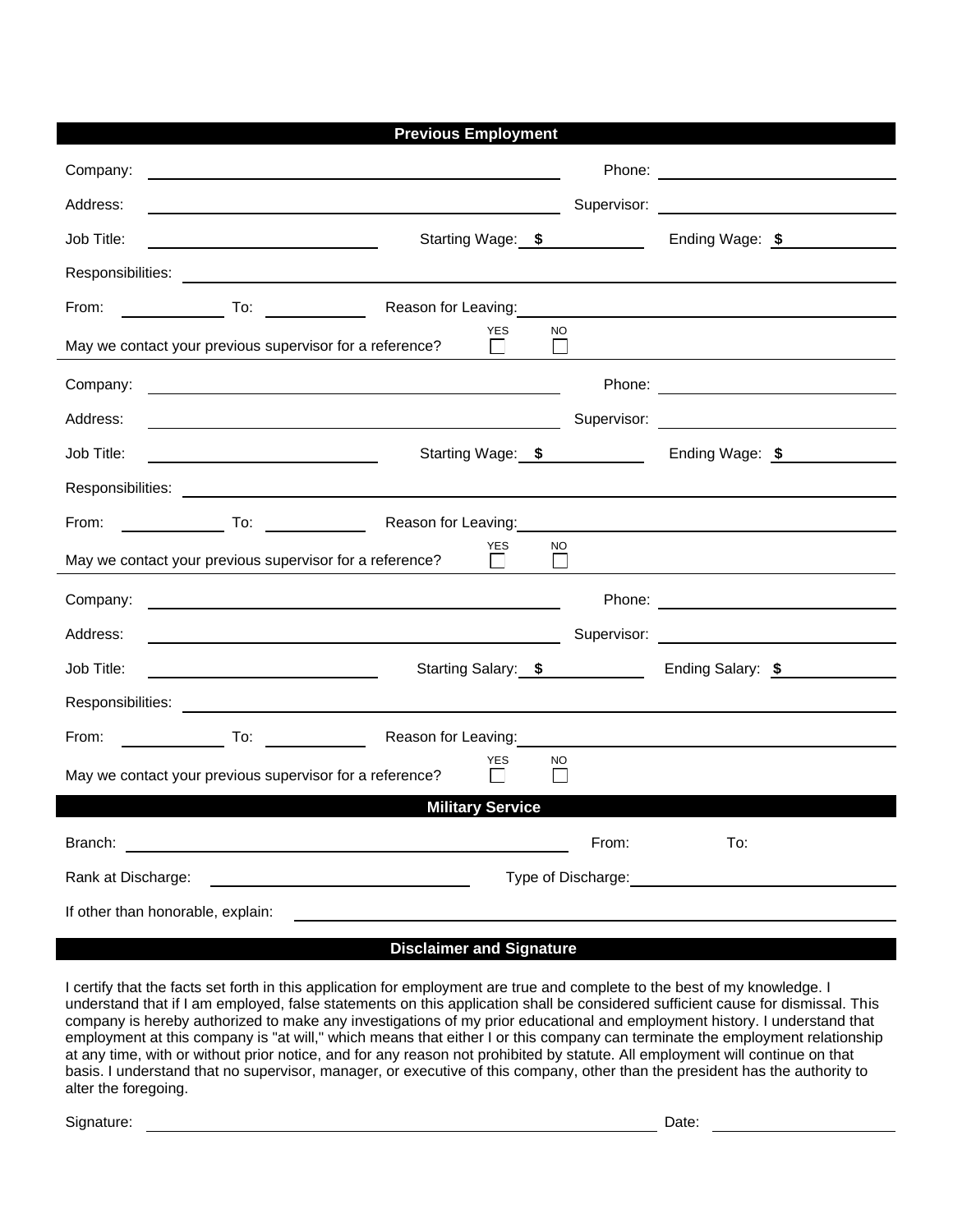## Previous Employment

Company: ______________________ Phone: ______________

Address: ______________________ Supervisor: ______________

Job Title: ______________ Starting Wage: $ __________ Ending Wage: $ __________

Responsibilities: ______________________________________________

From: __________ To: __________ Reason for Leaving: ______________________

May we contact your previous supervisor for a reference? YES ☐ NO ☐

Company: ______________________ Phone: ______________

Address: ______________________ Supervisor: ______________

Job Title: ______________ Starting Wage: $ __________ Ending Wage: $ __________

Responsibilities: ______________________________________________

From: __________ To: __________ Reason for Leaving: ______________________

May we contact your previous supervisor for a reference? YES ☐ NO ☐

Company: ______________________ Phone: ______________

Address: ______________________ Supervisor: ______________

Job Title: ______________ Starting Salary: $ __________ Ending Salary: $ __________

Responsibilities: ______________________________________________

From: __________ To: __________ Reason for Leaving: ______________________

May we contact your previous supervisor for a reference? YES ☐ NO ☐

## Military Service

Branch: ______________________ From: __________ To: __________

Rank at Discharge: ______________ Type of Discharge: ______________

If other than honorable, explain: ______________________________________________

## Disclaimer and Signature

I certify that the facts set forth in this application for employment are true and complete to the best of my knowledge. I understand that if I am employed, false statements on this application shall be considered sufficient cause for dismissal. This company is hereby authorized to make any investigations of my prior educational and employment history. I understand that employment at this company is "at will," which means that either I or this company can terminate the employment relationship at any time, with or without prior notice, and for any reason not prohibited by statute. All employment will continue on that basis. I understand that no supervisor, manager, or executive of this company, other than the president has the authority to alter the foregoing.

Signature: ______________________________ Date: ______________